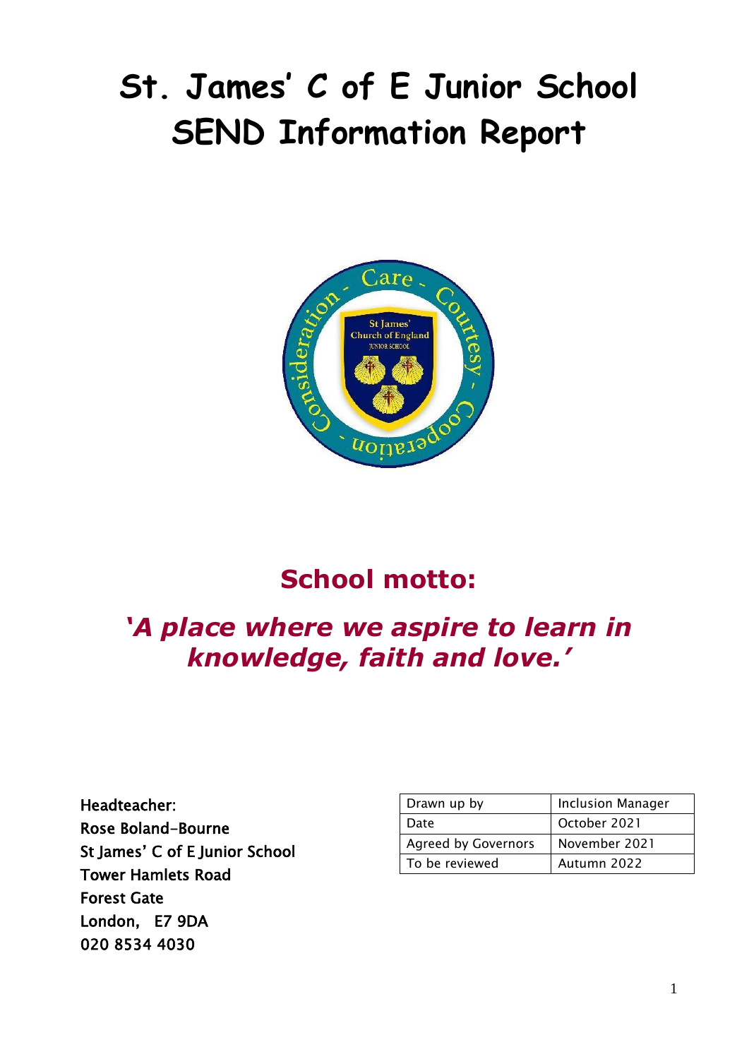# St. James' C of E Junior School
# SEND Information Report

## School motto:

## *'A place where we aspire to learn in knowledge, faith and love.'*

Headteacher:
Rose Boland-Bourne
St James' C of E Junior School
Tower Hamlets Road
Forest Gate
London, E7 9DA
020 8534 4030

| Drawn up by | Inclusion Manager |
|---|---|
| Date | October 2021 |
| Agreed by Governors | November 2021 |
| To be reviewed | Autumn 2022 |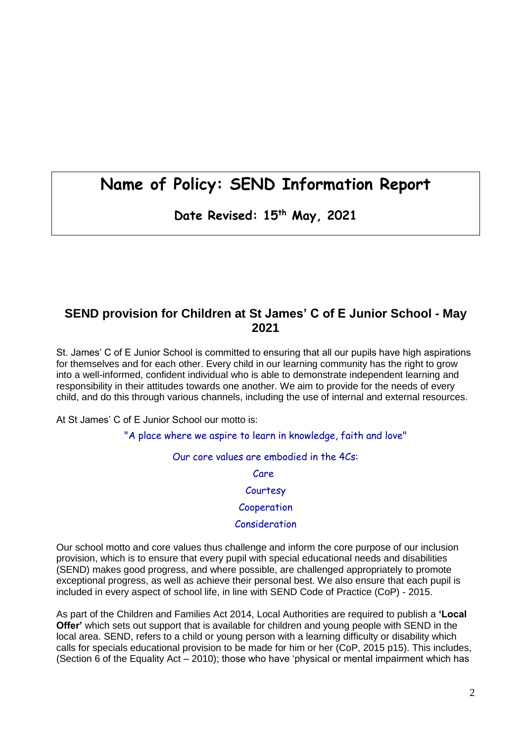# Name of Policy: SEND Information Report

**Date Revised: 15th May, 2021**

## SEND provision for Children at St James' C of E Junior School - May 2021

St. James' C of E Junior School is committed to ensuring that all our pupils have high aspirations for themselves and for each other. Every child in our learning community has the right to grow into a well-informed, confident individual who is able to demonstrate independent learning and responsibility in their attitudes towards one another. We aim to provide for the needs of every child, and do this through various channels, including the use of internal and external resources.

At St James' C of E Junior School our motto is:

"A place where we aspire to learn in knowledge, faith and love"

Our core values are embodied in the 4Cs:

Care

Courtesy

Cooperation

Consideration

Our school motto and core values thus challenge and inform the core purpose of our inclusion provision, which is to ensure that every pupil with special educational needs and disabilities (SEND) makes good progress, and where possible, are challenged appropriately to promote exceptional progress, as well as achieve their personal best. We also ensure that each pupil is included in every aspect of school life, in line with SEND Code of Practice (CoP) - 2015.

As part of the Children and Families Act 2014, Local Authorities are required to publish a **'Local Offer'** which sets out support that is available for children and young people with SEND in the local area. SEND, refers to a child or young person with a learning difficulty or disability which calls for specials educational provision to be made for him or her (CoP, 2015 p15). This includes, (Section 6 of the Equality Act – 2010); those who have 'physical or mental impairment which has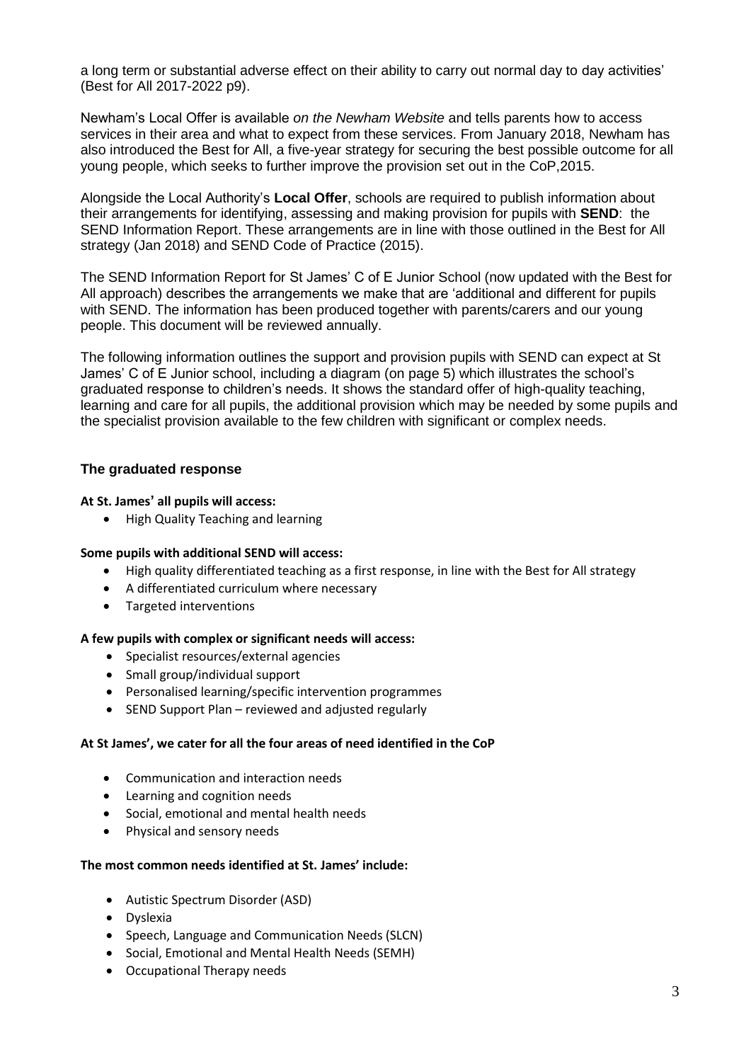a long term or substantial adverse effect on their ability to carry out normal day to day activities' (Best for All 2017-2022 p9).

Newham's Local Offer is available *on the Newham Website* and tells parents how to access services in their area and what to expect from these services. From January 2018, Newham has also introduced the Best for All, a five-year strategy for securing the best possible outcome for all young people, which seeks to further improve the provision set out in the CoP,2015.

Alongside the Local Authority's **Local Offer**, schools are required to publish information about their arrangements for identifying, assessing and making provision for pupils with **SEND**: the SEND Information Report. These arrangements are in line with those outlined in the Best for All strategy (Jan 2018) and SEND Code of Practice (2015).

The SEND Information Report for St James' C of E Junior School (now updated with the Best for All approach) describes the arrangements we make that are 'additional and different for pupils with SEND. The information has been produced together with parents/carers and our young people. This document will be reviewed annually.

The following information outlines the support and provision pupils with SEND can expect at St James' C of E Junior school, including a diagram (on page 5) which illustrates the school's graduated response to children's needs. It shows the standard offer of high-quality teaching, learning and care for all pupils, the additional provision which may be needed by some pupils and the specialist provision available to the few children with significant or complex needs.

### The graduated response

**At St. James' all pupils will access:**

- High Quality Teaching and learning

**Some pupils with additional SEND will access:**

- High quality differentiated teaching as a first response, in line with the Best for All strategy
- A differentiated curriculum where necessary
- Targeted interventions

**A few pupils with complex or significant needs will access:**

- Specialist resources/external agencies
- Small group/individual support
- Personalised learning/specific intervention programmes
- SEND Support Plan – reviewed and adjusted regularly

**At St James', we cater for all the four areas of need identified in the CoP**

- Communication and interaction needs
- Learning and cognition needs
- Social, emotional and mental health needs
- Physical and sensory needs

**The most common needs identified at St. James' include:**

- Autistic Spectrum Disorder (ASD)
- Dyslexia
- Speech, Language and Communication Needs (SLCN)
- Social, Emotional and Mental Health Needs (SEMH)
- Occupational Therapy needs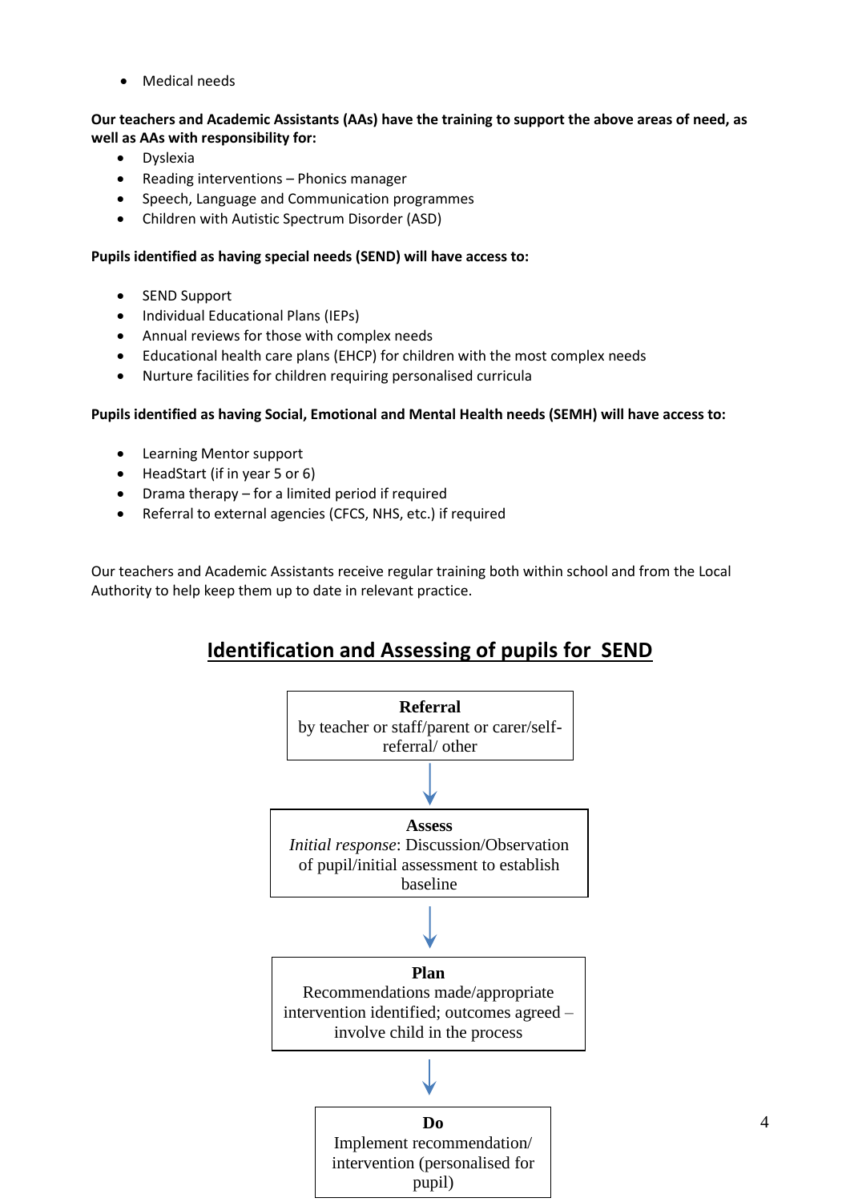- Medical needs

**Our teachers and Academic Assistants (AAs) have the training to support the above areas of need, as well as AAs with responsibility for:**

- Dyslexia
- Reading interventions – Phonics manager
- Speech, Language and Communication programmes
- Children with Autistic Spectrum Disorder (ASD)

**Pupils identified as having special needs (SEND) will have access to:**

- SEND Support
- Individual Educational Plans (IEPs)
- Annual reviews for those with complex needs
- Educational health care plans (EHCP) for children with the most complex needs
- Nurture facilities for children requiring personalised curricula

**Pupils identified as having Social, Emotional and Mental Health needs (SEMH) will have access to:**

- Learning Mentor support
- HeadStart (if in year 5 or 6)
- Drama therapy – for a limited period if required
- Referral to external agencies (CFCS, NHS, etc.) if required

Our teachers and Academic Assistants receive regular training both within school and from the Local Authority to help keep them up to date in relevant practice.

## Identification and Assessing of pupils for SEND

**Referral**
by teacher or staff/parent or carer/self-referral/ other

↓

**Assess**
*Initial response*: Discussion/Observation of pupil/initial assessment to establish baseline

↓

**Plan**
Recommendations made/appropriate intervention identified; outcomes agreed – involve child in the process

↓

**Do**
Implement recommendation/ intervention (personalised for pupil)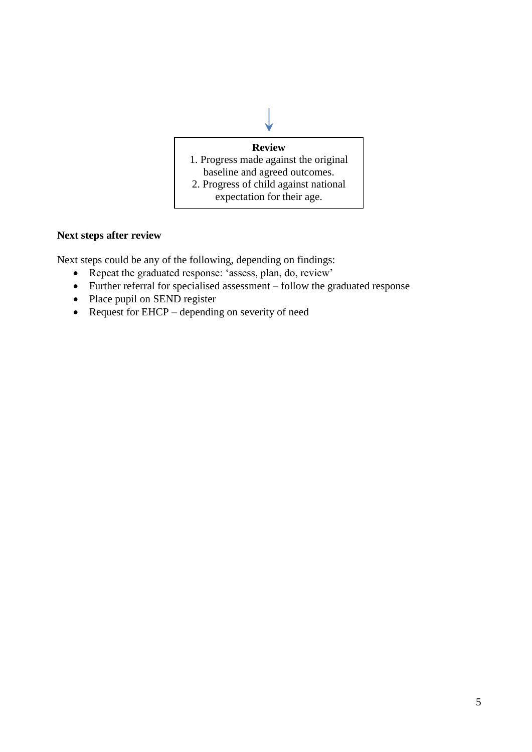**Review**

1. Progress made against the original baseline and agreed outcomes.
2. Progress of child against national expectation for their age.

**Next steps after review**

Next steps could be any of the following, depending on findings:

- Repeat the graduated response: 'assess, plan, do, review'
- Further referral for specialised assessment – follow the graduated response
- Place pupil on SEND register
- Request for EHCP – depending on severity of need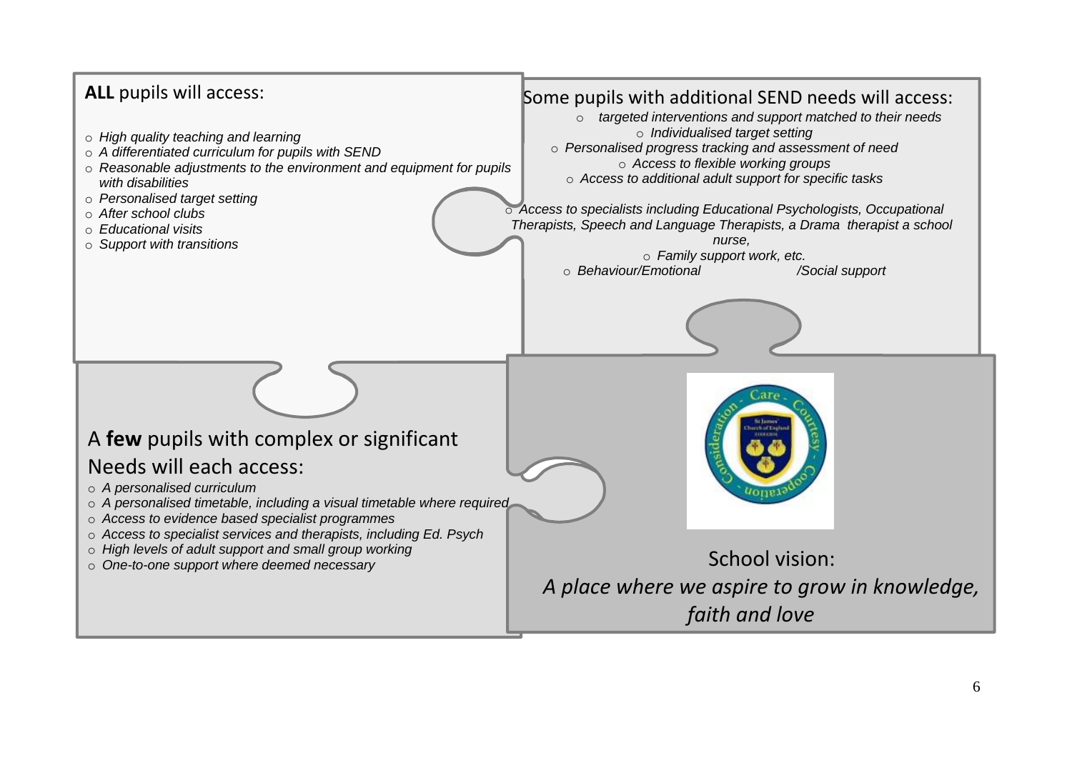**ALL** pupils will access:

- *High quality teaching and learning*
- *A differentiated curriculum for pupils with SEND*
- *Reasonable adjustments to the environment and equipment for pupils with disabilities*
- *Personalised target setting*
- *After school clubs*
- *Educational visits*
- *Support with transitions*

Some pupils with additional SEND needs will access:

- *targeted interventions and support matched to their needs*
- *Individualised target setting*
- *Personalised progress tracking and assessment of need*
- *Access to flexible working groups*
- *Access to additional adult support for specific tasks*
- *Access to specialists including Educational Psychologists, Occupational Therapists, Speech and Language Therapists, a Drama therapist a school nurse,*
- *Family support work, etc.*
- *Behaviour/Emotional /Social support*

A **few** pupils with complex or significant Needs will each access:

- *A personalised curriculum*
- *A personalised timetable, including a visual timetable where required*
- *Access to evidence based specialist programmes*
- *Access to specialist services and therapists, including Ed. Psych*
- *High levels of adult support and small group working*
- *One-to-one support where deemed necessary*

School vision:

*A place where we aspire to grow in knowledge, faith and love*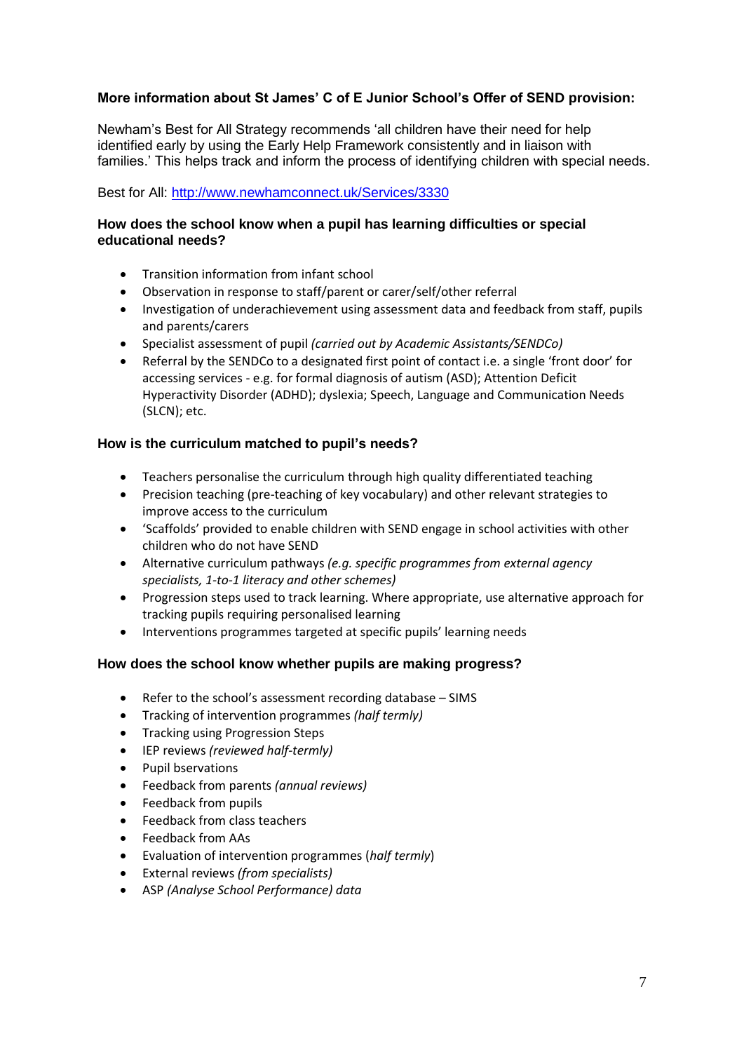### More information about St James' C of E Junior School's Offer of SEND provision:

Newham's Best for All Strategy recommends 'all children have their need for help identified early by using the Early Help Framework consistently and in liaison with families.' This helps track and inform the process of identifying children with special needs.

Best for All: [http://www.newhamconnect.uk/Services/3330](http://www.newhamconnect.uk/Services/3330)

#### How does the school know when a pupil has learning difficulties or special educational needs?

- Transition information from infant school
- Observation in response to staff/parent or carer/self/other referral
- Investigation of underachievement using assessment data and feedback from staff, pupils and parents/carers
- Specialist assessment of pupil *(carried out by Academic Assistants/SENDCo)*
- Referral by the SENDCo to a designated first point of contact i.e. a single 'front door' for accessing services - e.g. for formal diagnosis of autism (ASD); Attention Deficit Hyperactivity Disorder (ADHD); dyslexia; Speech, Language and Communication Needs (SLCN); etc.

#### How is the curriculum matched to pupil's needs?

- Teachers personalise the curriculum through high quality differentiated teaching
- Precision teaching (pre-teaching of key vocabulary) and other relevant strategies to improve access to the curriculum
- 'Scaffolds' provided to enable children with SEND engage in school activities with other children who do not have SEND
- Alternative curriculum pathways *(e.g. specific programmes from external agency specialists, 1-to-1 literacy and other schemes)*
- Progression steps used to track learning. Where appropriate, use alternative approach for tracking pupils requiring personalised learning
- Interventions programmes targeted at specific pupils' learning needs

#### How does the school know whether pupils are making progress?

- Refer to the school's assessment recording database – SIMS
- Tracking of intervention programmes *(half termly)*
- Tracking using Progression Steps
- IEP reviews *(reviewed half-termly)*
- Pupil bservations
- Feedback from parents *(annual reviews)*
- Feedback from pupils
- Feedback from class teachers
- Feedback from AAs
- Evaluation of intervention programmes (*half termly*)
- External reviews *(from specialists)*
- ASP *(Analyse School Performance) data*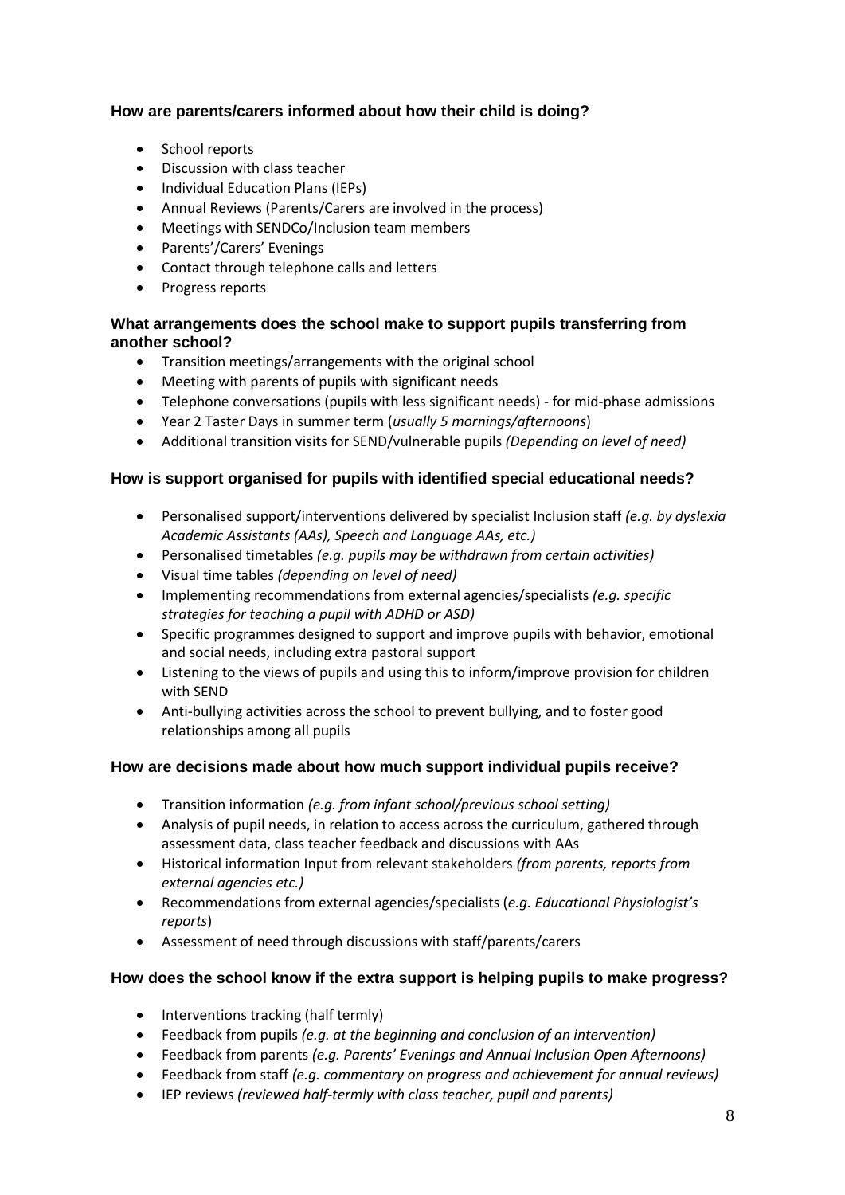### How are parents/carers informed about how their child is doing?

- School reports
- Discussion with class teacher
- Individual Education Plans (IEPs)
- Annual Reviews (Parents/Carers are involved in the process)
- Meetings with SENDCo/Inclusion team members
- Parents'/Carers' Evenings
- Contact through telephone calls and letters
- Progress reports

### What arrangements does the school make to support pupils transferring from another school?

- Transition meetings/arrangements with the original school
- Meeting with parents of pupils with significant needs
- Telephone conversations (pupils with less significant needs) - for mid-phase admissions
- Year 2 Taster Days in summer term (*usually 5 mornings/afternoons*)
- Additional transition visits for SEND/vulnerable pupils *(Depending on level of need)*

### How is support organised for pupils with identified special educational needs?

- Personalised support/interventions delivered by specialist Inclusion staff *(e.g. by dyslexia Academic Assistants (AAs), Speech and Language AAs, etc.)*
- Personalised timetables *(e.g. pupils may be withdrawn from certain activities)*
- Visual time tables *(depending on level of need)*
- Implementing recommendations from external agencies/specialists *(e.g. specific strategies for teaching a pupil with ADHD or ASD)*
- Specific programmes designed to support and improve pupils with behavior, emotional and social needs, including extra pastoral support
- Listening to the views of pupils and using this to inform/improve provision for children with SEND
- Anti-bullying activities across the school to prevent bullying, and to foster good relationships among all pupils

### How are decisions made about how much support individual pupils receive?

- Transition information *(e.g. from infant school/previous school setting)*
- Analysis of pupil needs, in relation to access across the curriculum, gathered through assessment data, class teacher feedback and discussions with AAs
- Historical information Input from relevant stakeholders *(from parents, reports from external agencies etc.)*
- Recommendations from external agencies/specialists (*e.g. Educational Physiologist's reports*)
- Assessment of need through discussions with staff/parents/carers

### How does the school know if the extra support is helping pupils to make progress?

- Interventions tracking (half termly)
- Feedback from pupils *(e.g. at the beginning and conclusion of an intervention)*
- Feedback from parents *(e.g. Parents' Evenings and Annual Inclusion Open Afternoons)*
- Feedback from staff *(e.g. commentary on progress and achievement for annual reviews)*
- IEP reviews *(reviewed half-termly with class teacher, pupil and parents)*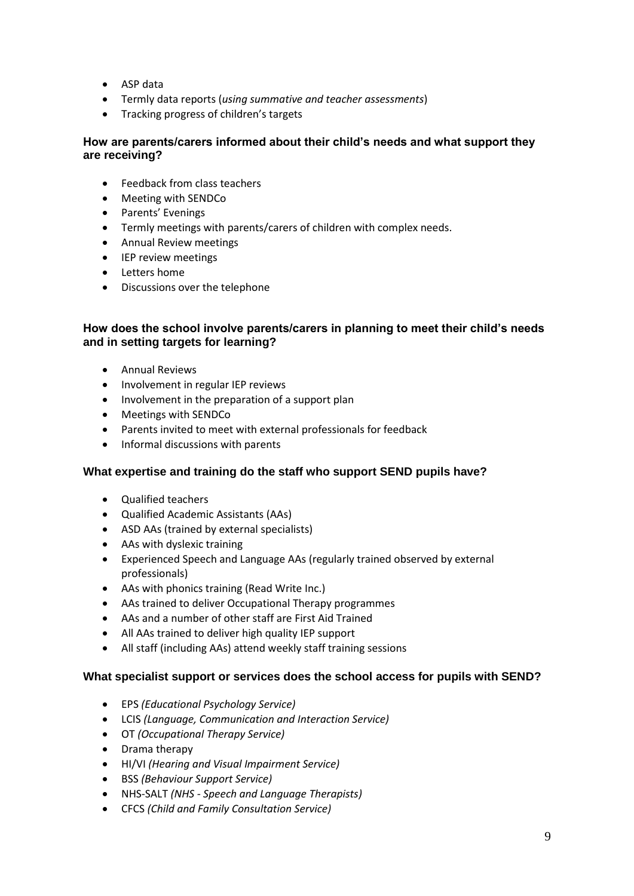- ASP data
- Termly data reports (*using summative and teacher assessments*)
- Tracking progress of children's targets

### How are parents/carers informed about their child's needs and what support they are receiving?

- Feedback from class teachers
- Meeting with SENDCo
- Parents' Evenings
- Termly meetings with parents/carers of children with complex needs.
- Annual Review meetings
- IEP review meetings
- Letters home
- Discussions over the telephone

### How does the school involve parents/carers in planning to meet their child's needs and in setting targets for learning?

- Annual Reviews
- Involvement in regular IEP reviews
- Involvement in the preparation of a support plan
- Meetings with SENDCo
- Parents invited to meet with external professionals for feedback
- Informal discussions with parents

### What expertise and training do the staff who support SEND pupils have?

- Qualified teachers
- Qualified Academic Assistants (AAs)
- ASD AAs (trained by external specialists)
- AAs with dyslexic training
- Experienced Speech and Language AAs (regularly trained observed by external professionals)
- AAs with phonics training (Read Write Inc.)
- AAs trained to deliver Occupational Therapy programmes
- AAs and a number of other staff are First Aid Trained
- All AAs trained to deliver high quality IEP support
- All staff (including AAs) attend weekly staff training sessions

### What specialist support or services does the school access for pupils with SEND?

- EPS *(Educational Psychology Service)*
- LCIS *(Language, Communication and Interaction Service)*
- OT *(Occupational Therapy Service)*
- Drama therapy
- HI/VI *(Hearing and Visual Impairment Service)*
- BSS *(Behaviour Support Service)*
- NHS-SALT *(NHS - Speech and Language Therapists)*
- CFCS *(Child and Family Consultation Service)*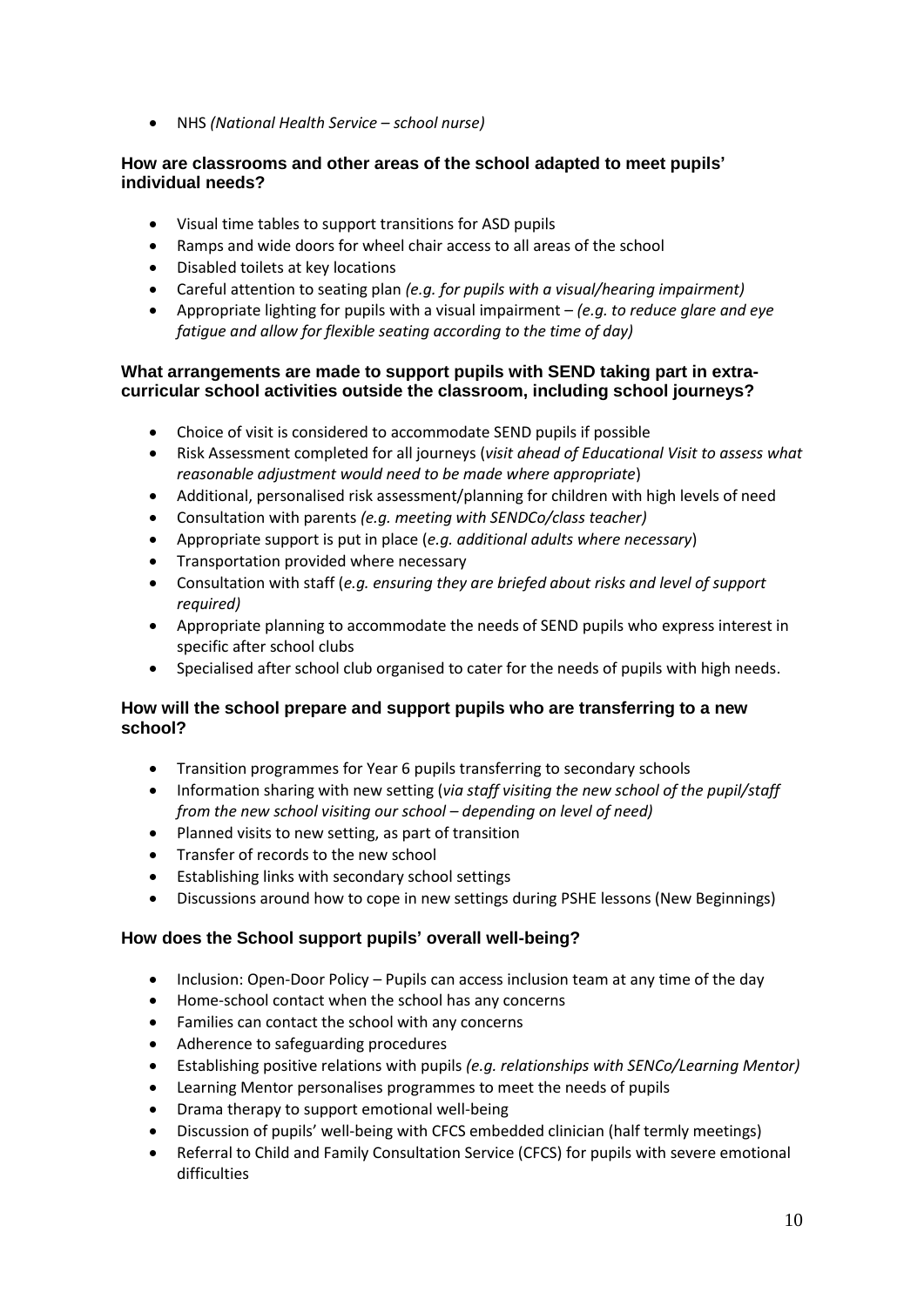- NHS *(National Health Service – school nurse)*

### How are classrooms and other areas of the school adapted to meet pupils' individual needs?

- Visual time tables to support transitions for ASD pupils
- Ramps and wide doors for wheel chair access to all areas of the school
- Disabled toilets at key locations
- Careful attention to seating plan *(e.g. for pupils with a visual/hearing impairment)*
- Appropriate lighting for pupils with a visual impairment – *(e.g. to reduce glare and eye fatigue and allow for flexible seating according to the time of day)*

### What arrangements are made to support pupils with SEND taking part in extra-curricular school activities outside the classroom, including school journeys?

- Choice of visit is considered to accommodate SEND pupils if possible
- Risk Assessment completed for all journeys (*visit ahead of Educational Visit to assess what reasonable adjustment would need to be made where appropriate*)
- Additional, personalised risk assessment/planning for children with high levels of need
- Consultation with parents *(e.g. meeting with SENDCo/class teacher)*
- Appropriate support is put in place (*e.g. additional adults where necessary*)
- Transportation provided where necessary
- Consultation with staff (*e.g. ensuring they are briefed about risks and level of support required)*
- Appropriate planning to accommodate the needs of SEND pupils who express interest in specific after school clubs
- Specialised after school club organised to cater for the needs of pupils with high needs.

### How will the school prepare and support pupils who are transferring to a new school?

- Transition programmes for Year 6 pupils transferring to secondary schools
- Information sharing with new setting (*via staff visiting the new school of the pupil/staff from the new school visiting our school – depending on level of need)*
- Planned visits to new setting, as part of transition
- Transfer of records to the new school
- Establishing links with secondary school settings
- Discussions around how to cope in new settings during PSHE lessons (New Beginnings)

### How does the School support pupils' overall well-being?

- Inclusion: Open-Door Policy – Pupils can access inclusion team at any time of the day
- Home-school contact when the school has any concerns
- Families can contact the school with any concerns
- Adherence to safeguarding procedures
- Establishing positive relations with pupils *(e.g. relationships with SENCo/Learning Mentor)*
- Learning Mentor personalises programmes to meet the needs of pupils
- Drama therapy to support emotional well-being
- Discussion of pupils' well-being with CFCS embedded clinician (half termly meetings)
- Referral to Child and Family Consultation Service (CFCS) for pupils with severe emotional difficulties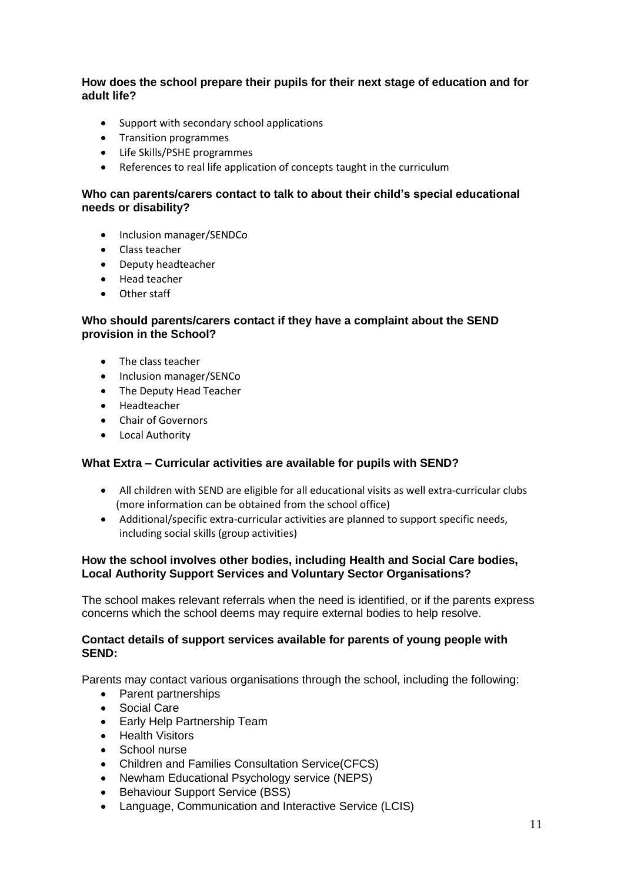### How does the school prepare their pupils for their next stage of education and for adult life?

- Support with secondary school applications
- Transition programmes
- Life Skills/PSHE programmes
- References to real life application of concepts taught in the curriculum

### Who can parents/carers contact to talk to about their child's special educational needs or disability?

- Inclusion manager/SENDCo
- Class teacher
- Deputy headteacher
- Head teacher
- Other staff

### Who should parents/carers contact if they have a complaint about the SEND provision in the School?

- The class teacher
- Inclusion manager/SENCo
- The Deputy Head Teacher
- Headteacher
- Chair of Governors
- Local Authority

### What Extra – Curricular activities are available for pupils with SEND?

- All children with SEND are eligible for all educational visits as well extra-curricular clubs (more information can be obtained from the school office)
- Additional/specific extra-curricular activities are planned to support specific needs, including social skills (group activities)

### How the school involves other bodies, including Health and Social Care bodies, Local Authority Support Services and Voluntary Sector Organisations?

The school makes relevant referrals when the need is identified, or if the parents express concerns which the school deems may require external bodies to help resolve.

### Contact details of support services available for parents of young people with SEND:

Parents may contact various organisations through the school, including the following:

- Parent partnerships
- Social Care
- Early Help Partnership Team
- Health Visitors
- School nurse
- Children and Families Consultation Service(CFCS)
- Newham Educational Psychology service (NEPS)
- Behaviour Support Service (BSS)
- Language, Communication and Interactive Service (LCIS)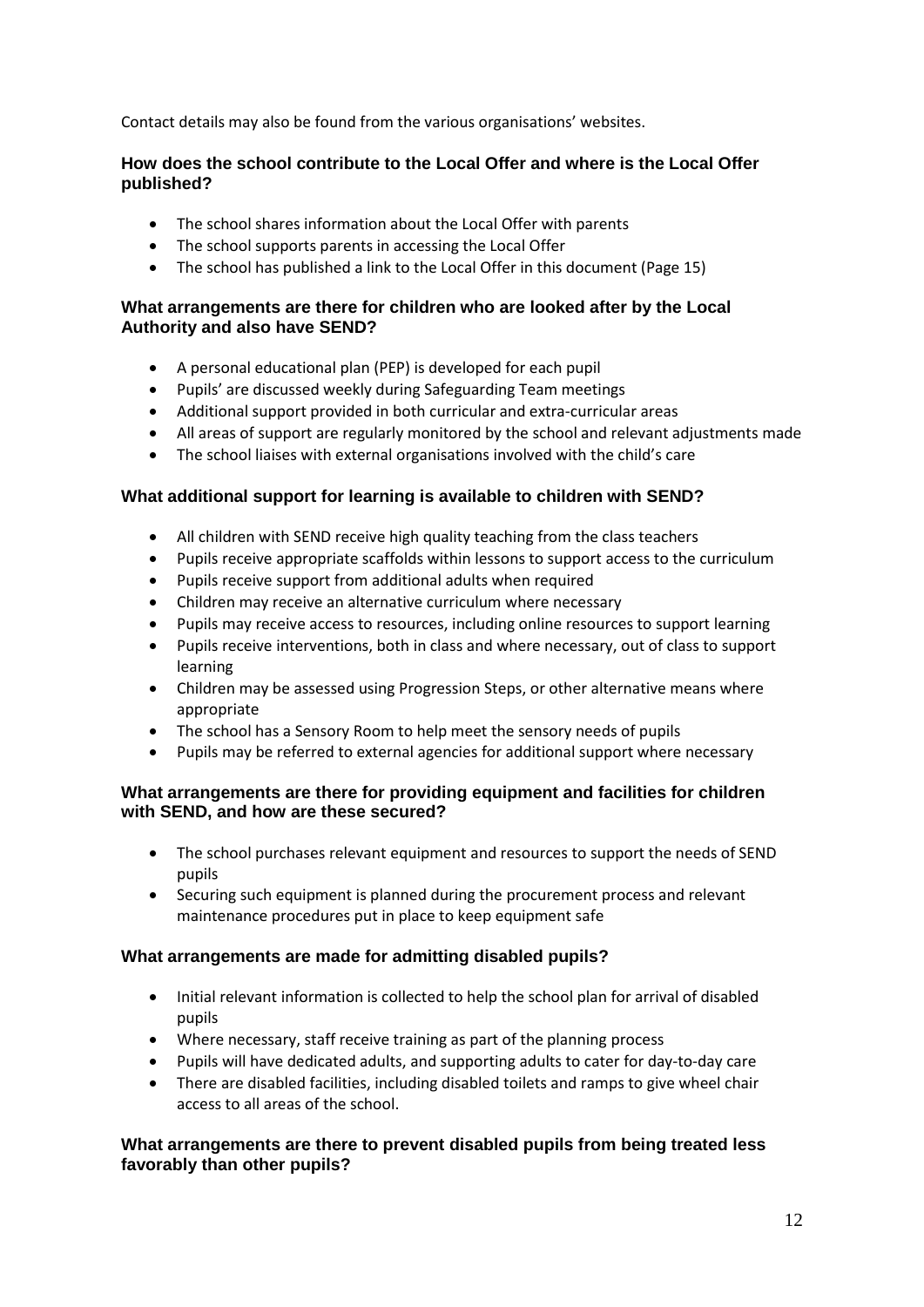Contact details may also be found from the various organisations' websites.

### How does the school contribute to the Local Offer and where is the Local Offer published?

- The school shares information about the Local Offer with parents
- The school supports parents in accessing the Local Offer
- The school has published a link to the Local Offer in this document (Page 15)

### What arrangements are there for children who are looked after by the Local Authority and also have SEND?

- A personal educational plan (PEP) is developed for each pupil
- Pupils' are discussed weekly during Safeguarding Team meetings
- Additional support provided in both curricular and extra-curricular areas
- All areas of support are regularly monitored by the school and relevant adjustments made
- The school liaises with external organisations involved with the child's care

### What additional support for learning is available to children with SEND?

- All children with SEND receive high quality teaching from the class teachers
- Pupils receive appropriate scaffolds within lessons to support access to the curriculum
- Pupils receive support from additional adults when required
- Children may receive an alternative curriculum where necessary
- Pupils may receive access to resources, including online resources to support learning
- Pupils receive interventions, both in class and where necessary, out of class to support learning
- Children may be assessed using Progression Steps, or other alternative means where appropriate
- The school has a Sensory Room to help meet the sensory needs of pupils
- Pupils may be referred to external agencies for additional support where necessary

### What arrangements are there for providing equipment and facilities for children with SEND, and how are these secured?

- The school purchases relevant equipment and resources to support the needs of SEND pupils
- Securing such equipment is planned during the procurement process and relevant maintenance procedures put in place to keep equipment safe

### What arrangements are made for admitting disabled pupils?

- Initial relevant information is collected to help the school plan for arrival of disabled pupils
- Where necessary, staff receive training as part of the planning process
- Pupils will have dedicated adults, and supporting adults to cater for day-to-day care
- There are disabled facilities, including disabled toilets and ramps to give wheel chair access to all areas of the school.

### What arrangements are there to prevent disabled pupils from being treated less favorably than other pupils?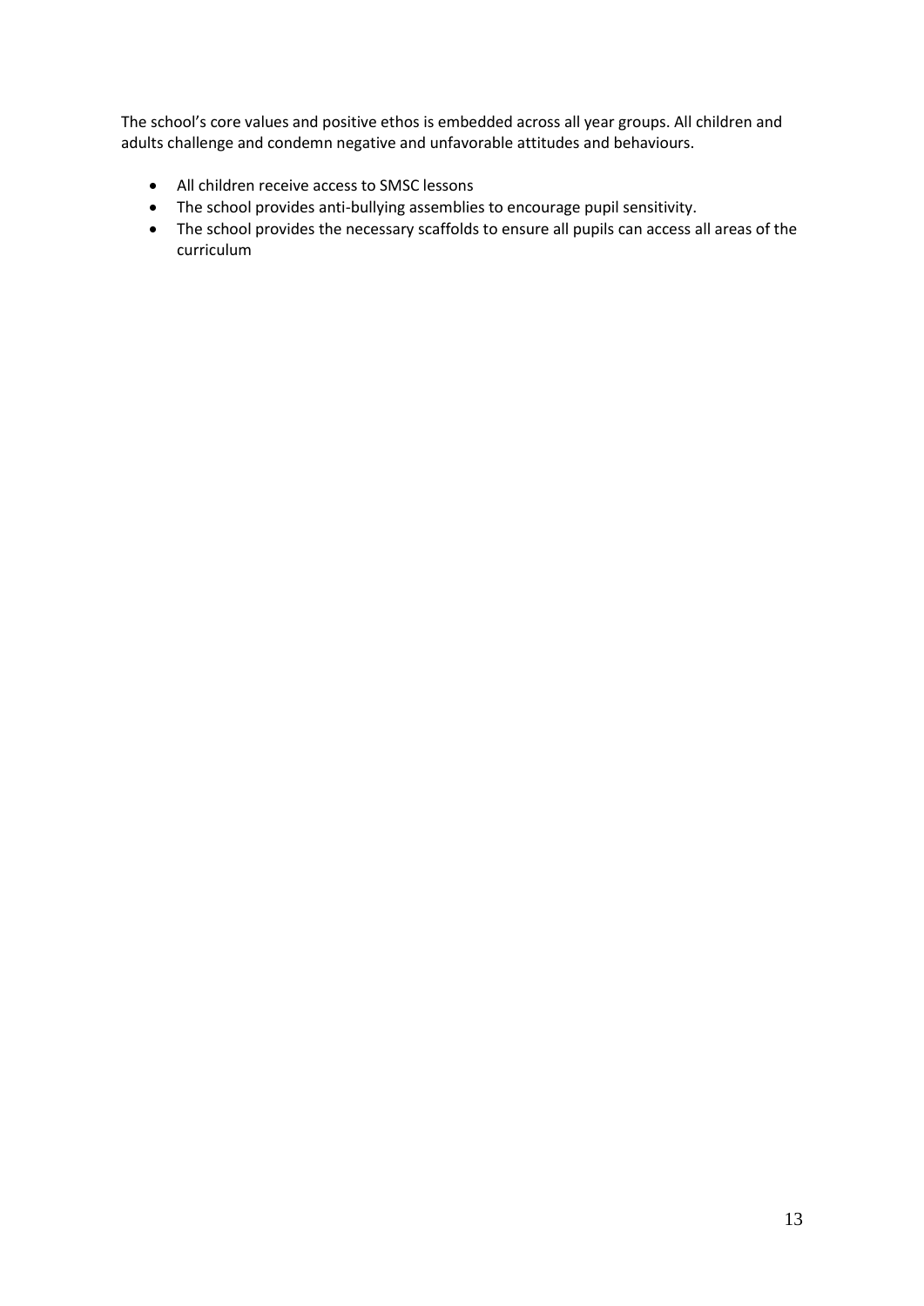The school's core values and positive ethos is embedded across all year groups. All children and adults challenge and condemn negative and unfavorable attitudes and behaviours.

- All children receive access to SMSC lessons
- The school provides anti-bullying assemblies to encourage pupil sensitivity.
- The school provides the necessary scaffolds to ensure all pupils can access all areas of the curriculum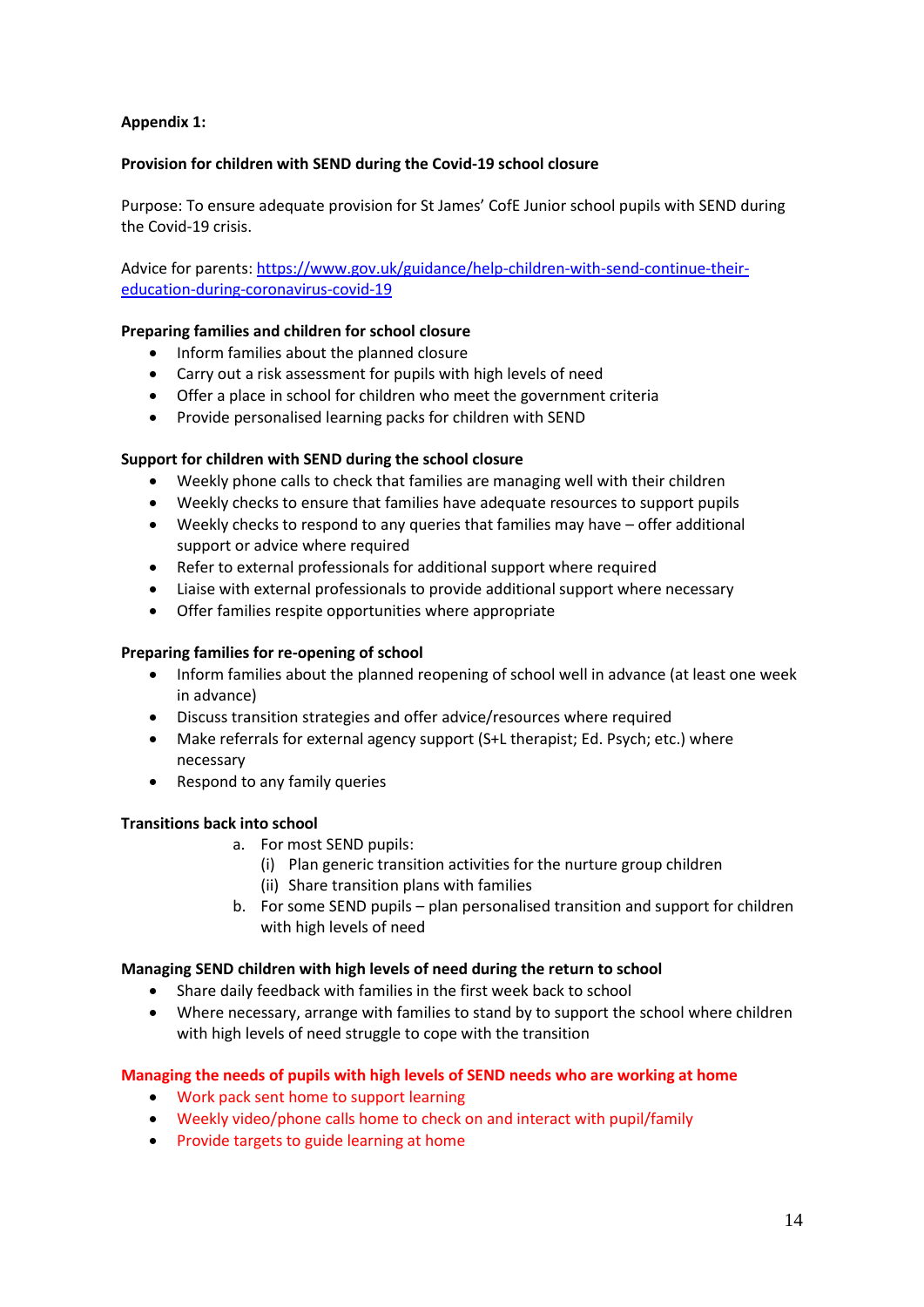**Appendix 1:**

**Provision for children with SEND during the Covid-19 school closure**

Purpose: To ensure adequate provision for St James' CofE Junior school pupils with SEND during the Covid-19 crisis.

Advice for parents: [https://www.gov.uk/guidance/help-children-with-send-continue-their-education-during-coronavirus-covid-19](https://www.gov.uk/guidance/help-children-with-send-continue-their-education-during-coronavirus-covid-19)

**Preparing families and children for school closure**

- Inform families about the planned closure
- Carry out a risk assessment for pupils with high levels of need
- Offer a place in school for children who meet the government criteria
- Provide personalised learning packs for children with SEND

**Support for children with SEND during the school closure**

- Weekly phone calls to check that families are managing well with their children
- Weekly checks to ensure that families have adequate resources to support pupils
- Weekly checks to respond to any queries that families may have – offer additional support or advice where required
- Refer to external professionals for additional support where required
- Liaise with external professionals to provide additional support where necessary
- Offer families respite opportunities where appropriate

**Preparing families for re-opening of school**

- Inform families about the planned reopening of school well in advance (at least one week in advance)
- Discuss transition strategies and offer advice/resources where required
- Make referrals for external agency support (S+L therapist; Ed. Psych; etc.) where necessary
- Respond to any family queries

**Transitions back into school**

a. For most SEND pupils:
   (i) Plan generic transition activities for the nurture group children
   (ii) Share transition plans with families
b. For some SEND pupils – plan personalised transition and support for children with high levels of need

**Managing SEND children with high levels of need during the return to school**

- Share daily feedback with families in the first week back to school
- Where necessary, arrange with families to stand by to support the school where children with high levels of need struggle to cope with the transition

**Managing the needs of pupils with high levels of SEND needs who are working at home**

- Work pack sent home to support learning
- Weekly video/phone calls home to check on and interact with pupil/family
- Provide targets to guide learning at home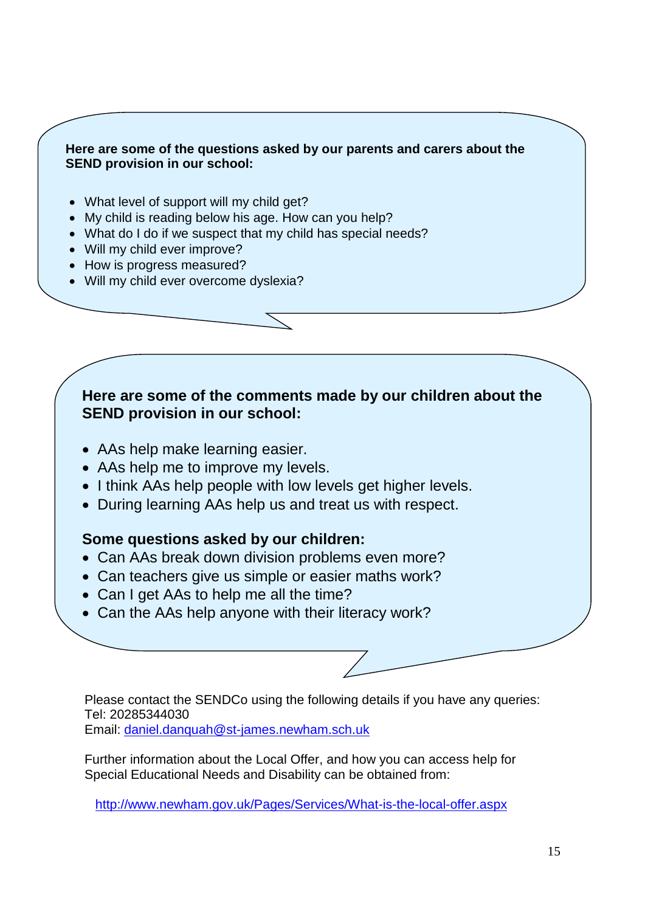**Here are some of the questions asked by our parents and carers about the SEND provision in our school:**

- What level of support will my child get?
- My child is reading below his age. How can you help?
- What do I do if we suspect that my child has special needs?
- Will my child ever improve?
- How is progress measured?
- Will my child ever overcome dyslexia?

**Here are some of the comments made by our children about the SEND provision in our school:**

- AAs help make learning easier.
- AAs help me to improve my levels.
- I think AAs help people with low levels get higher levels.
- During learning AAs help us and treat us with respect.

**Some questions asked by our children:**

- Can AAs break down division problems even more?
- Can teachers give us simple or easier maths work?
- Can I get AAs to help me all the time?
- Can the AAs help anyone with their literacy work?

Please contact the SENDCo using the following details if you have any queries:
Tel: 20285344030
Email: daniel.danquah@st-james.newham.sch.uk

Further information about the Local Offer, and how you can access help for Special Educational Needs and Disability can be obtained from:

http://www.newham.gov.uk/Pages/Services/What-is-the-local-offer.aspx